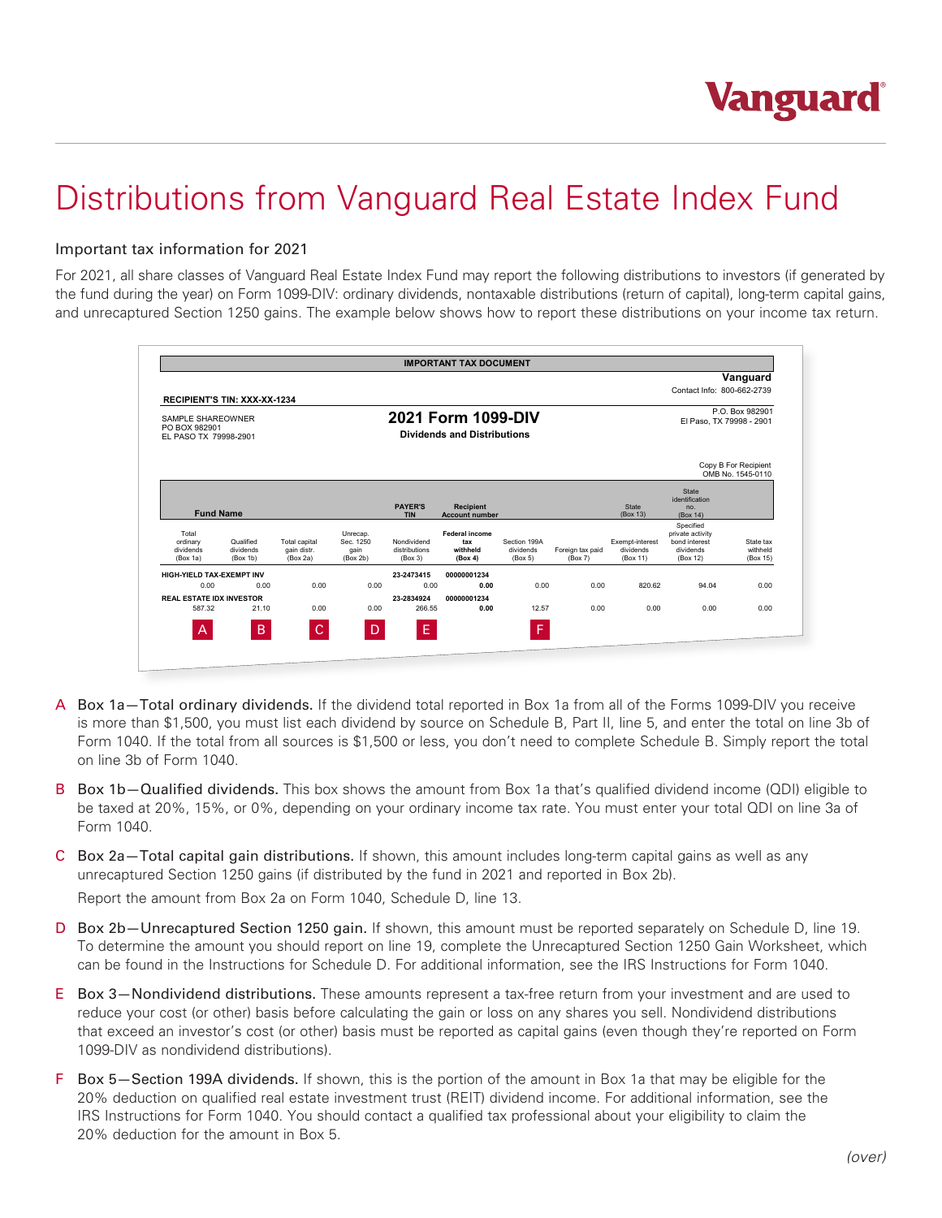Vanguard

# Distributions from Vanguard Real Estate Index Fund

## Important tax information for 2021

For 2021, all share classes of Vanguard Real Estate Index Fund may report the following distributions to investors (if generated by the fund during the year) on Form 1099-DIV: ordinary dividends, nontaxable distributions (return of capital), long-term capital gains, and unrecaptured Section 1250 gains. The example below shows how to report these distributions on your income tax return.

**IMPORTANT TAX DOCUMENT**

**Vanguard**
Contact Info: 800-662-2739

**RECIPIENT'S TIN: XXX-XX-1234**

SAMPLE SHAREOWNER
PO BOX 982901
EL PASO TX 79998-2901

**2021 Form 1099-DIV**
**Dividends and Distributions**

P.O. Box 982901
El Paso, TX 79998 - 2901

Copy B For Recipient
OMB No. 1545-0110

| Fund Name | | | | PAYER'S TIN | Recipient Account number | | | | State (Box 13) | State identification no. (Box 14) |
|---|---|---|---|---|---|---|---|---|---|---|
| Total ordinary dividends (Box 1a) | Qualified dividends (Box 1b) | Total capital gain distr. (Box 2a) | Unrecap. Sec. 1250 gain (Box 2b) | Nondividend distributions (Box 3) | **Federal income tax withheld (Box 4)** | Section 199A dividends (Box 5) | Foreign tax paid (Box 7) | Exempt-interest dividends (Box 11) | Specified private activity bond interest dividends (Box 12) | State tax withheld (Box 15) |
| **HIGH-YIELD TAX-EXEMPT INV** | | | | **23-2473415** | **00000001234** | | | | | |
| 0.00 | 0.00 | 0.00 | 0.00 | 0.00 | **0.00** | 0.00 | 0.00 | 820.62 | 94.04 | 0.00 |
| **REAL ESTATE IDX INVESTOR** | | | | **23-2834924** | **00000001234** | | | | | |
| 587.32 | 21.10 | 0.00 | 0.00 | 266.55 | **0.00** | 12.57 | 0.00 | 0.00 | 0.00 | 0.00 |
| A | B | C | D | E | | F | | | | |

- A Box 1a—Total ordinary dividends. If the dividend total reported in Box 1a from all of the Forms 1099-DIV you receive is more than $1,500, you must list each dividend by source on Schedule B, Part II, line 5, and enter the total on line 3b of Form 1040. If the total from all sources is $1,500 or less, you don't need to complete Schedule B. Simply report the total on line 3b of Form 1040.

- B Box 1b—Qualified dividends. This box shows the amount from Box 1a that's qualified dividend income (QDI) eligible to be taxed at 20%, 15%, or 0%, depending on your ordinary income tax rate. You must enter your total QDI on line 3a of Form 1040.

- C Box 2a—Total capital gain distributions. If shown, this amount includes long-term capital gains as well as any unrecaptured Section 1250 gains (if distributed by the fund in 2021 and reported in Box 2b).

  Report the amount from Box 2a on Form 1040, Schedule D, line 13.

- D Box 2b—Unrecaptured Section 1250 gain. If shown, this amount must be reported separately on Schedule D, line 19. To determine the amount you should report on line 19, complete the Unrecaptured Section 1250 Gain Worksheet, which can be found in the Instructions for Schedule D. For additional information, see the IRS Instructions for Form 1040.

- E Box 3—Nondividend distributions. These amounts represent a tax-free return from your investment and are used to reduce your cost (or other) basis before calculating the gain or loss on any shares you sell. Nondividend distributions that exceed an investor's cost (or other) basis must be reported as capital gains (even though they're reported on Form 1099-DIV as nondividend distributions).

- F Box 5—Section 199A dividends. If shown, this is the portion of the amount in Box 1a that may be eligible for the 20% deduction on qualified real estate investment trust (REIT) dividend income. For additional information, see the IRS Instructions for Form 1040. You should contact a qualified tax professional about your eligibility to claim the 20% deduction for the amount in Box 5.

*(over)*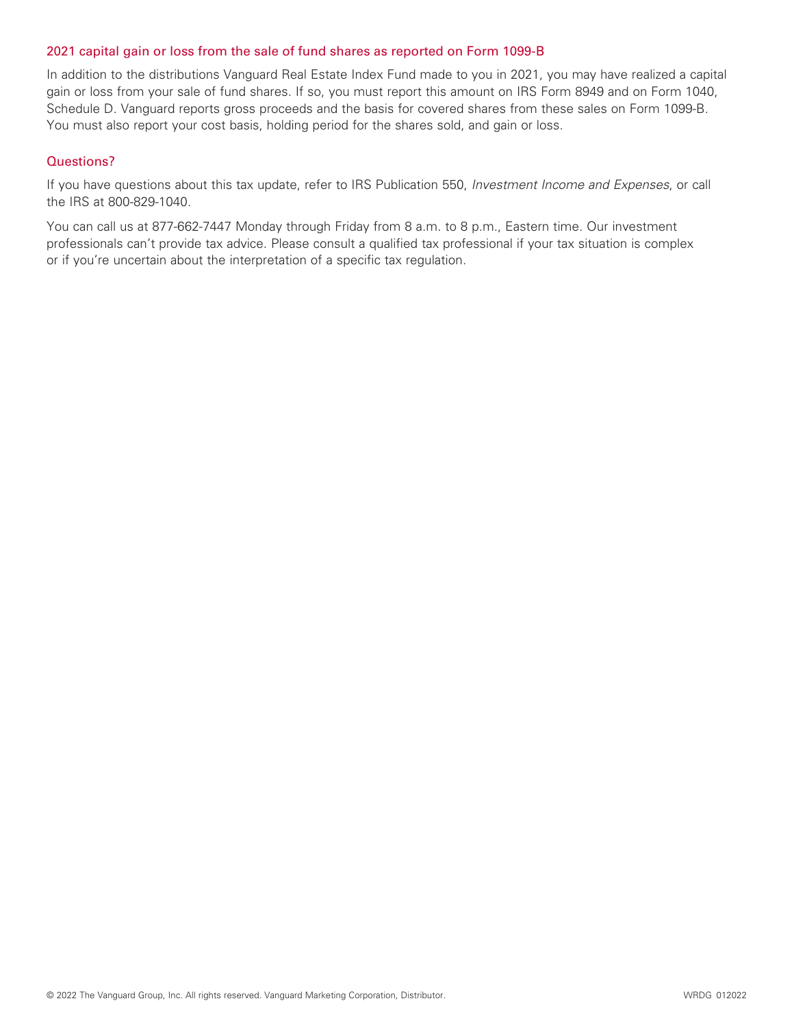## 2021 capital gain or loss from the sale of fund shares as reported on Form 1099-B

In addition to the distributions Vanguard Real Estate Index Fund made to you in 2021, you may have realized a capital gain or loss from your sale of fund shares. If so, you must report this amount on IRS Form 8949 and on Form 1040, Schedule D. Vanguard reports gross proceeds and the basis for covered shares from these sales on Form 1099-B. You must also report your cost basis, holding period for the shares sold, and gain or loss.

## Questions?

If you have questions about this tax update, refer to IRS Publication 550, *Investment Income and Expenses*, or call the IRS at 800-829-1040.

You can call us at 877-662-7447 Monday through Friday from 8 a.m. to 8 p.m., Eastern time. Our investment professionals can't provide tax advice. Please consult a qualified tax professional if your tax situation is complex or if you're uncertain about the interpretation of a specific tax regulation.

© 2022 The Vanguard Group, Inc. All rights reserved. Vanguard Marketing Corporation, Distributor.

WRDG 012022